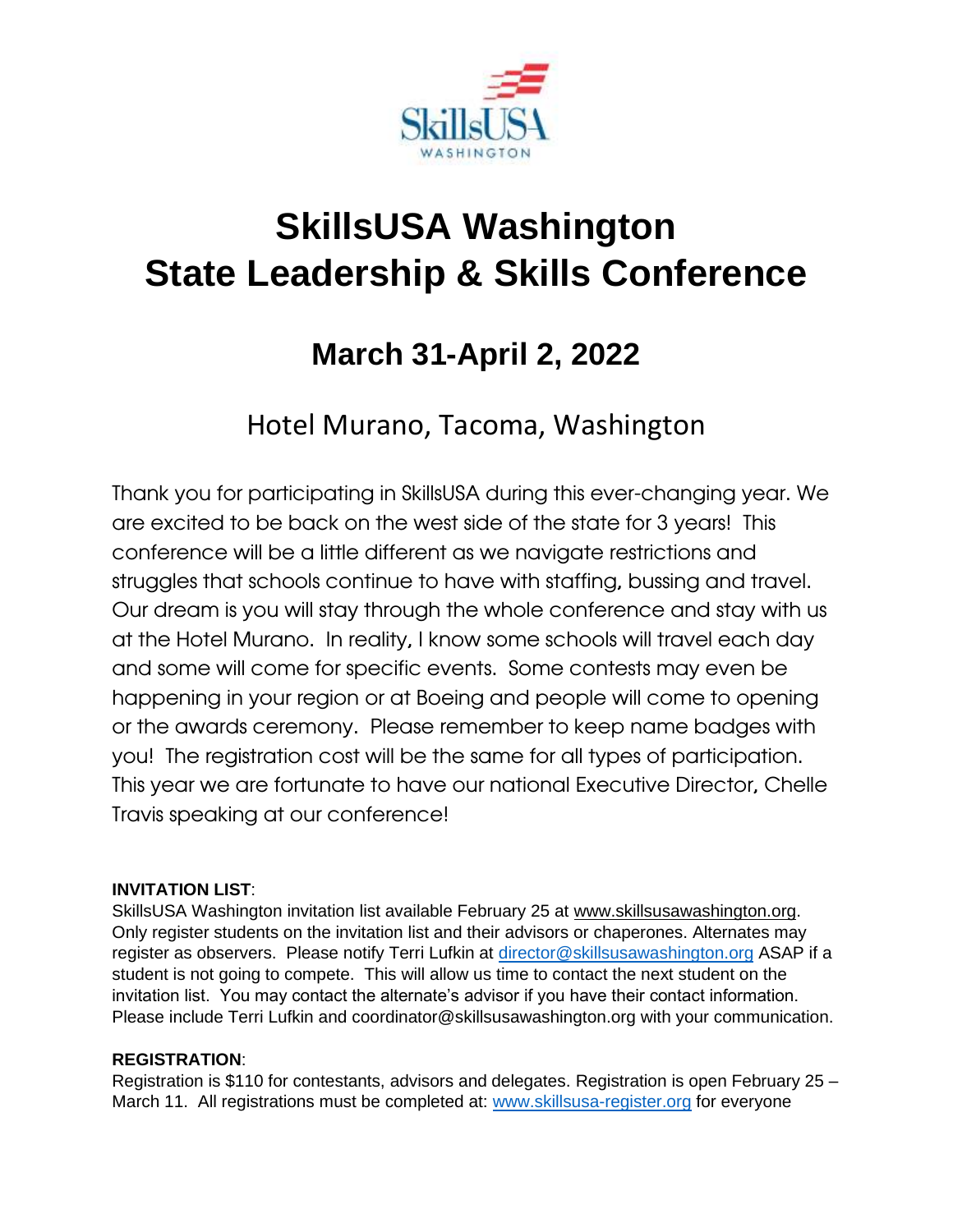# SkillsUSA Washington State Leadership & Skills Conference

## March 31-April 2, 2022

### Hotel Murano, Tacoma, Washington

Thank you for participating in SkillsUSA during this ever-changing year. We are excited to be back on the west side of the state for 3 years! This conference will be a little different as we navigate restrictions and struggles that schools continue to have with staffing, bussing and travel. Our dream is you will stay through the whole conference and stay with us at the Hotel Murano. In reality, I know some schools will travel each day and some will come for specific events. Some contests may even be happening in your region or at Boeing and people will come to opening or the awards ceremony. Please remember to keep name badges with you! The registration cost will be the same for all types of participation. This year we are fortunate to have our national Executive Director, Chelle Travis speaking at our conference!

**INVITATION LIST**:
SkillsUSA Washington invitation list available February 25 at www.skillsusawashington.org. Only register students on the invitation list and their advisors or chaperones. Alternates may register as observers. Please notify Terri Lufkin at director@skillsusawashington.org ASAP if a student is not going to compete. This will allow us time to contact the next student on the invitation list. You may contact the alternate's advisor if you have their contact information. Please include Terri Lufkin and coordinator@skillsusawashington.org with your communication.

**REGISTRATION**:
Registration is $110 for contestants, advisors and delegates. Registration is open February 25 – March 11. All registrations must be completed at: www.skillsusa-register.org for everyone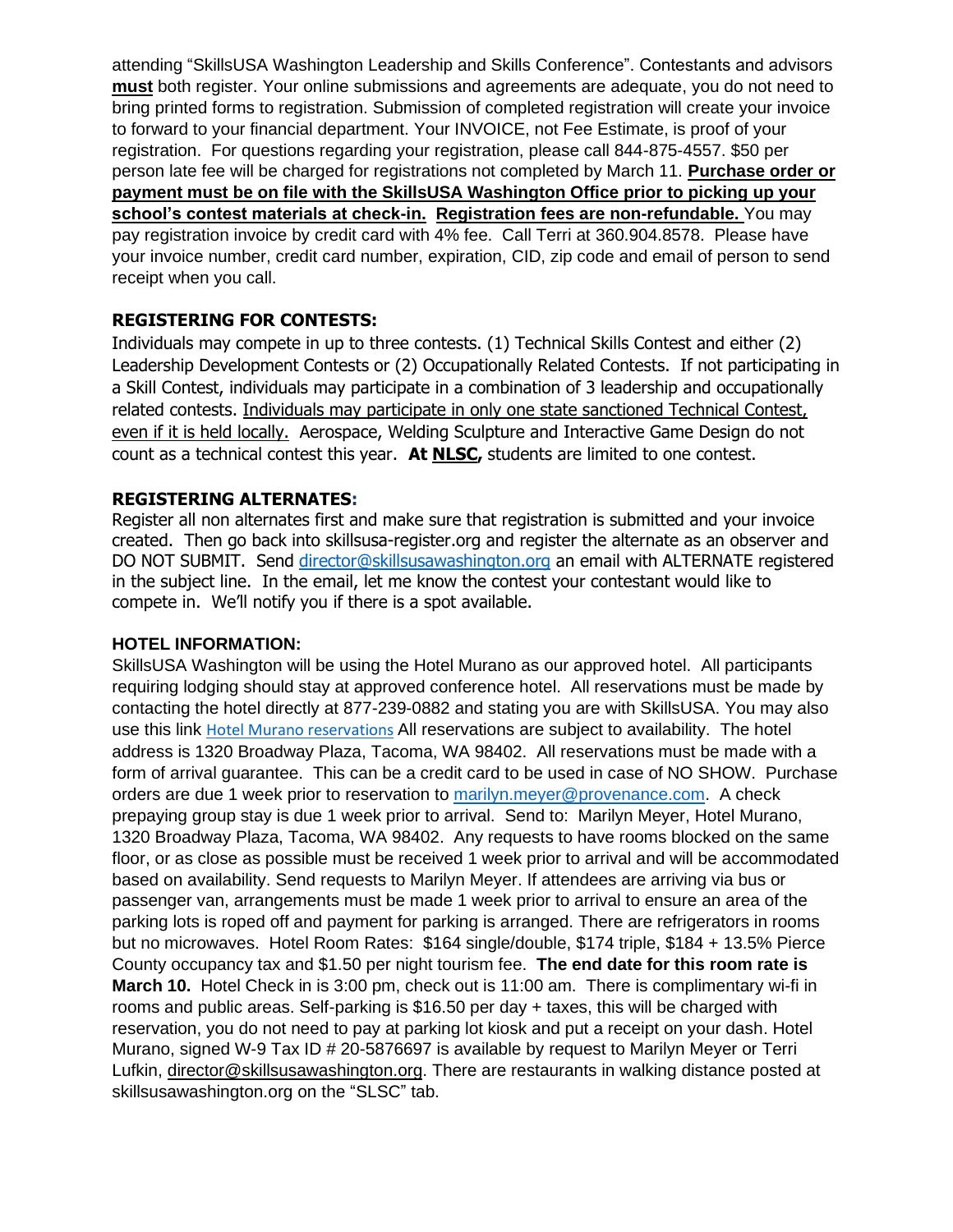attending "SkillsUSA Washington Leadership and Skills Conference". Contestants and advisors **must** both register. Your online submissions and agreements are adequate, you do not need to bring printed forms to registration. Submission of completed registration will create your invoice to forward to your financial department. Your INVOICE, not Fee Estimate, is proof of your registration. For questions regarding your registration, please call 844-875-4557. $50 per person late fee will be charged for registrations not completed by March 11. **Purchase order or payment must be on file with the SkillsUSA Washington Office prior to picking up your school's contest materials at check-in.** **Registration fees are non-refundable.** You may pay registration invoice by credit card with 4% fee. Call Terri at 360.904.8578. Please have your invoice number, credit card number, expiration, CID, zip code and email of person to send receipt when you call.

### REGISTERING FOR CONTESTS:

Individuals may compete in up to three contests. (1) Technical Skills Contest and either (2) Leadership Development Contests or (2) Occupationally Related Contests. If not participating in a Skill Contest, individuals may participate in a combination of 3 leadership and occupationally related contests. Individuals may participate in only one state sanctioned Technical Contest, even if it is held locally. Aerospace, Welding Sculpture and Interactive Game Design do not count as a technical contest this year. **At NLSC,** students are limited to one contest.

### REGISTERING ALTERNATES:

Register all non alternates first and make sure that registration is submitted and your invoice created. Then go back into skillsusa-register.org and register the alternate as an observer and DO NOT SUBMIT. Send director@skillsusawashington.org an email with ALTERNATE registered in the subject line. In the email, let me know the contest your contestant would like to compete in. We'll notify you if there is a spot available.

### HOTEL INFORMATION:

SkillsUSA Washington will be using the Hotel Murano as our approved hotel. All participants requiring lodging should stay at approved conference hotel. All reservations must be made by contacting the hotel directly at 877-239-0882 and stating you are with SkillsUSA. You may also use this link Hotel Murano reservations All reservations are subject to availability. The hotel address is 1320 Broadway Plaza, Tacoma, WA 98402. All reservations must be made with a form of arrival guarantee. This can be a credit card to be used in case of NO SHOW. Purchase orders are due 1 week prior to reservation to marilyn.meyer@provenance.com. A check prepaying group stay is due 1 week prior to arrival. Send to: Marilyn Meyer, Hotel Murano, 1320 Broadway Plaza, Tacoma, WA 98402. Any requests to have rooms blocked on the same floor, or as close as possible must be received 1 week prior to arrival and will be accommodated based on availability. Send requests to Marilyn Meyer. If attendees are arriving via bus or passenger van, arrangements must be made 1 week prior to arrival to ensure an area of the parking lots is roped off and payment for parking is arranged. There are refrigerators in rooms but no microwaves. Hotel Room Rates: $164 single/double, $174 triple, $184 + 13.5% Pierce County occupancy tax and $1.50 per night tourism fee. **The end date for this room rate is March 10.** Hotel Check in is 3:00 pm, check out is 11:00 am. There is complimentary wi-fi in rooms and public areas. Self-parking is $16.50 per day + taxes, this will be charged with reservation, you do not need to pay at parking lot kiosk and put a receipt on your dash. Hotel Murano, signed W-9 Tax ID # 20-5876697 is available by request to Marilyn Meyer or Terri Lufkin, director@skillsusawashington.org. There are restaurants in walking distance posted at skillsusawashington.org on the "SLSC" tab.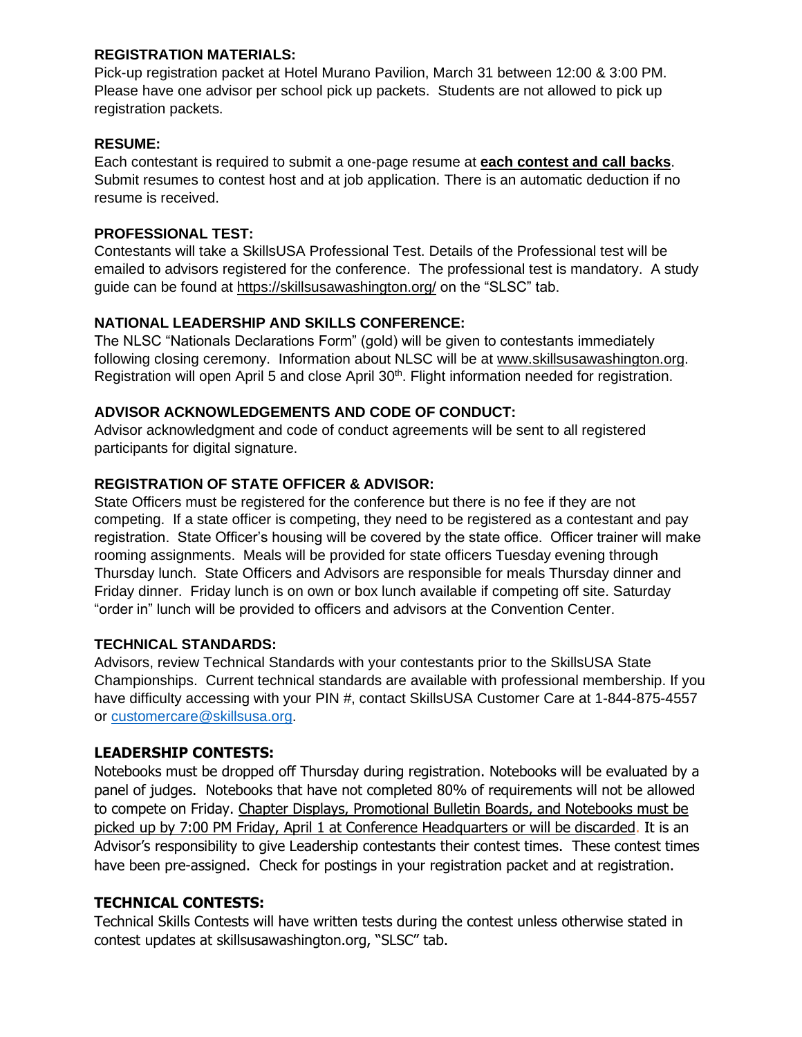**REGISTRATION MATERIALS:**
Pick-up registration packet at Hotel Murano Pavilion, March 31 between 12:00 & 3:00 PM. Please have one advisor per school pick up packets. Students are not allowed to pick up registration packets.

**RESUME:**
Each contestant is required to submit a one-page resume at **each contest and call backs**. Submit resumes to contest host and at job application. There is an automatic deduction if no resume is received.

**PROFESSIONAL TEST:**
Contestants will take a SkillsUSA Professional Test. Details of the Professional test will be emailed to advisors registered for the conference. The professional test is mandatory. A study guide can be found at https://skillsusawashington.org/ on the "SLSC" tab.

**NATIONAL LEADERSHIP AND SKILLS CONFERENCE:**
The NLSC "Nationals Declarations Form" (gold) will be given to contestants immediately following closing ceremony. Information about NLSC will be at www.skillsusawashington.org. Registration will open April 5 and close April 30th. Flight information needed for registration.

**ADVISOR ACKNOWLEDGEMENTS AND CODE OF CONDUCT:**
Advisor acknowledgment and code of conduct agreements will be sent to all registered participants for digital signature.

**REGISTRATION OF STATE OFFICER & ADVISOR:**
State Officers must be registered for the conference but there is no fee if they are not competing. If a state officer is competing, they need to be registered as a contestant and pay registration. State Officer's housing will be covered by the state office. Officer trainer will make rooming assignments. Meals will be provided for state officers Tuesday evening through Thursday lunch. State Officers and Advisors are responsible for meals Thursday dinner and Friday dinner. Friday lunch is on own or box lunch available if competing off site. Saturday "order in" lunch will be provided to officers and advisors at the Convention Center.

**TECHNICAL STANDARDS:**
Advisors, review Technical Standards with your contestants prior to the SkillsUSA State Championships. Current technical standards are available with professional membership. If you have difficulty accessing with your PIN #, contact SkillsUSA Customer Care at 1-844-875-4557 or customercare@skillsusa.org.

**LEADERSHIP CONTESTS:**
Notebooks must be dropped off Thursday during registration. Notebooks will be evaluated by a panel of judges. Notebooks that have not completed 80% of requirements will not be allowed to compete on Friday. Chapter Displays, Promotional Bulletin Boards, and Notebooks must be picked up by 7:00 PM Friday, April 1 at Conference Headquarters or will be discarded. It is an Advisor's responsibility to give Leadership contestants their contest times. These contest times have been pre-assigned. Check for postings in your registration packet and at registration.

**TECHNICAL CONTESTS:**
Technical Skills Contests will have written tests during the contest unless otherwise stated in contest updates at skillsusawashington.org, "SLSC" tab.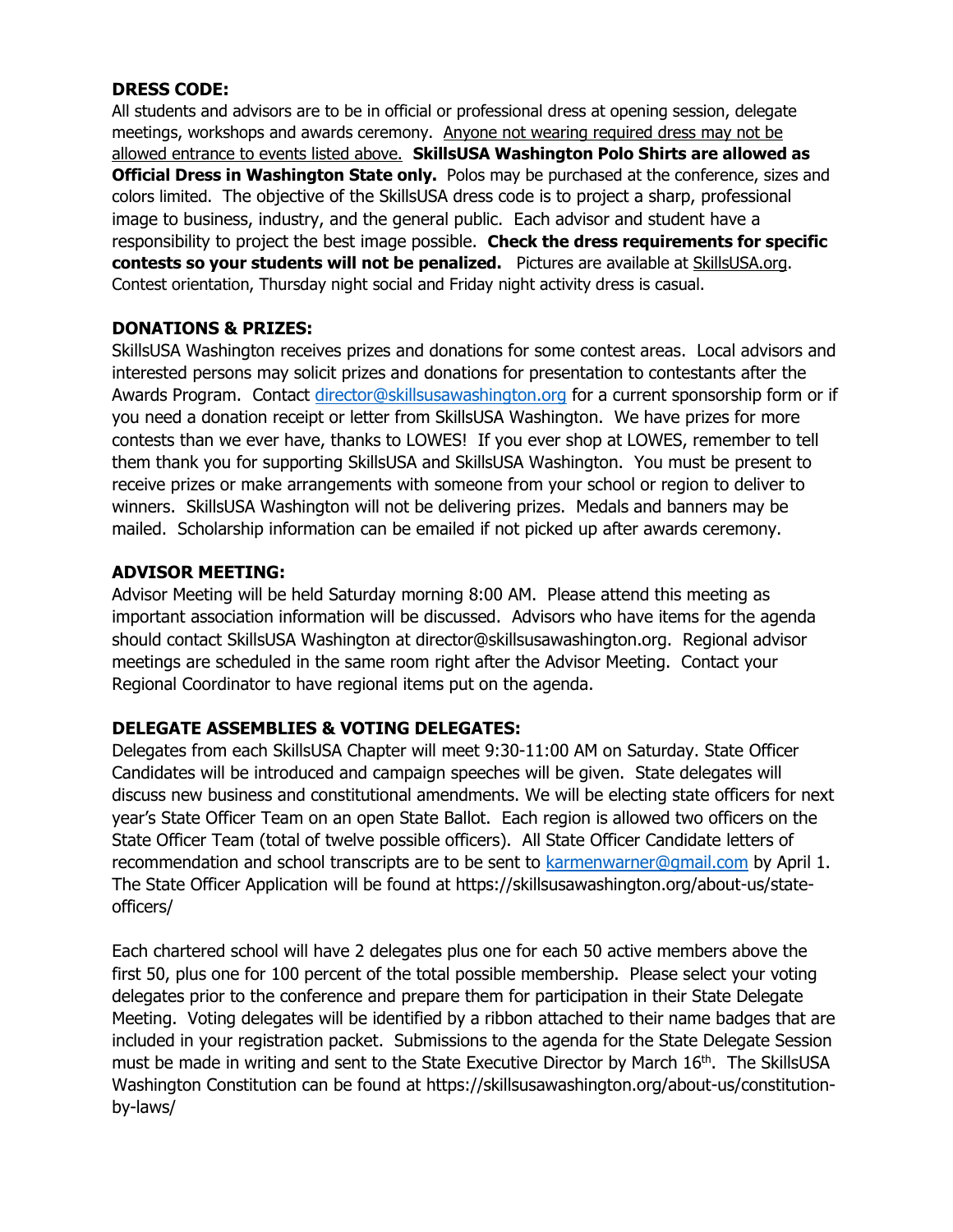**DRESS CODE:**

All students and advisors are to be in official or professional dress at opening session, delegate meetings, workshops and awards ceremony. Anyone not wearing required dress may not be allowed entrance to events listed above. **SkillsUSA Washington Polo Shirts are allowed as Official Dress in Washington State only.** Polos may be purchased at the conference, sizes and colors limited. The objective of the SkillsUSA dress code is to project a sharp, professional image to business, industry, and the general public. Each advisor and student have a responsibility to project the best image possible. **Check the dress requirements for specific contests so your students will not be penalized.** Pictures are available at SkillsUSA.org. Contest orientation, Thursday night social and Friday night activity dress is casual.

**DONATIONS & PRIZES:**

SkillsUSA Washington receives prizes and donations for some contest areas. Local advisors and interested persons may solicit prizes and donations for presentation to contestants after the Awards Program. Contact director@skillsusawashington.org for a current sponsorship form or if you need a donation receipt or letter from SkillsUSA Washington. We have prizes for more contests than we ever have, thanks to LOWES! If you ever shop at LOWES, remember to tell them thank you for supporting SkillsUSA and SkillsUSA Washington. You must be present to receive prizes or make arrangements with someone from your school or region to deliver to winners. SkillsUSA Washington will not be delivering prizes. Medals and banners may be mailed. Scholarship information can be emailed if not picked up after awards ceremony.

**ADVISOR MEETING:**

Advisor Meeting will be held Saturday morning 8:00 AM. Please attend this meeting as important association information will be discussed. Advisors who have items for the agenda should contact SkillsUSA Washington at director@skillsusawashington.org. Regional advisor meetings are scheduled in the same room right after the Advisor Meeting. Contact your Regional Coordinator to have regional items put on the agenda.

**DELEGATE ASSEMBLIES & VOTING DELEGATES:**

Delegates from each SkillsUSA Chapter will meet 9:30-11:00 AM on Saturday. State Officer Candidates will be introduced and campaign speeches will be given. State delegates will discuss new business and constitutional amendments. We will be electing state officers for next year's State Officer Team on an open State Ballot. Each region is allowed two officers on the State Officer Team (total of twelve possible officers). All State Officer Candidate letters of recommendation and school transcripts are to be sent to karmenwarner@gmail.com by April 1. The State Officer Application will be found at https://skillsusawashington.org/about-us/state-officers/

Each chartered school will have 2 delegates plus one for each 50 active members above the first 50, plus one for 100 percent of the total possible membership. Please select your voting delegates prior to the conference and prepare them for participation in their State Delegate Meeting. Voting delegates will be identified by a ribbon attached to their name badges that are included in your registration packet. Submissions to the agenda for the State Delegate Session must be made in writing and sent to the State Executive Director by March 16th. The SkillsUSA Washington Constitution can be found at https://skillsusawashington.org/about-us/constitution-by-laws/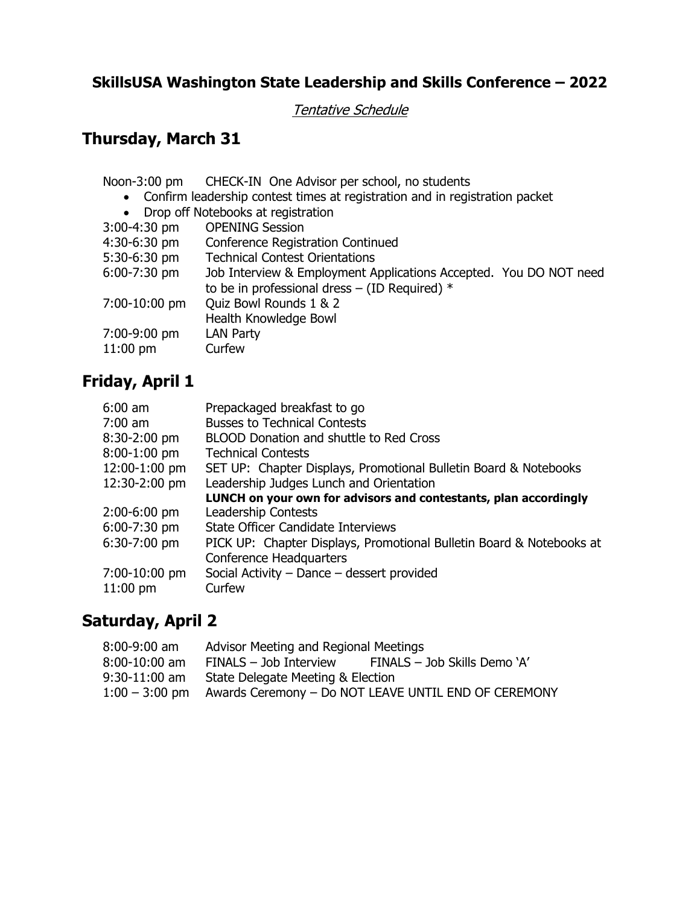## SkillsUSA Washington State Leadership and Skills Conference – 2022

*Tentative Schedule*

## Thursday, March 31

| | |
|---|---|
| Noon-3:00 pm | CHECK-IN One Advisor per school, no students |

- Confirm leadership contest times at registration and in registration packet
- Drop off Notebooks at registration

| | |
|---|---|
| 3:00-4:30 pm | OPENING Session |
| 4:30-6:30 pm | Conference Registration Continued |
| 5:30-6:30 pm | Technical Contest Orientations |
| 6:00-7:30 pm | Job Interview & Employment Applications Accepted. You DO NOT need to be in professional dress – (ID Required) * |
| 7:00-10:00 pm | Quiz Bowl Rounds 1 & 2<br>Health Knowledge Bowl |
| 7:00-9:00 pm | LAN Party |
| 11:00 pm | Curfew |

## Friday, April 1

| | |
|---|---|
| 6:00 am | Prepackaged breakfast to go |
| 7:00 am | Busses to Technical Contests |
| 8:30-2:00 pm | BLOOD Donation and shuttle to Red Cross |
| 8:00-1:00 pm | Technical Contests |
| 12:00-1:00 pm | SET UP: Chapter Displays, Promotional Bulletin Board & Notebooks |
| 12:30-2:00 pm | Leadership Judges Lunch and Orientation |
| | **LUNCH on your own for advisors and contestants, plan accordingly** |
| 2:00-6:00 pm | Leadership Contests |
| 6:00-7:30 pm | State Officer Candidate Interviews |
| 6:30-7:00 pm | PICK UP: Chapter Displays, Promotional Bulletin Board & Notebooks at Conference Headquarters |
| 7:00-10:00 pm | Social Activity – Dance – dessert provided |
| 11:00 pm | Curfew |

## Saturday, April 2

| | |
|---|---|
| 8:00-9:00 am | Advisor Meeting and Regional Meetings |
| 8:00-10:00 am | FINALS – Job Interview FINALS – Job Skills Demo 'A' |
| 9:30-11:00 am | State Delegate Meeting & Election |
| 1:00 – 3:00 pm | Awards Ceremony – Do NOT LEAVE UNTIL END OF CEREMONY |